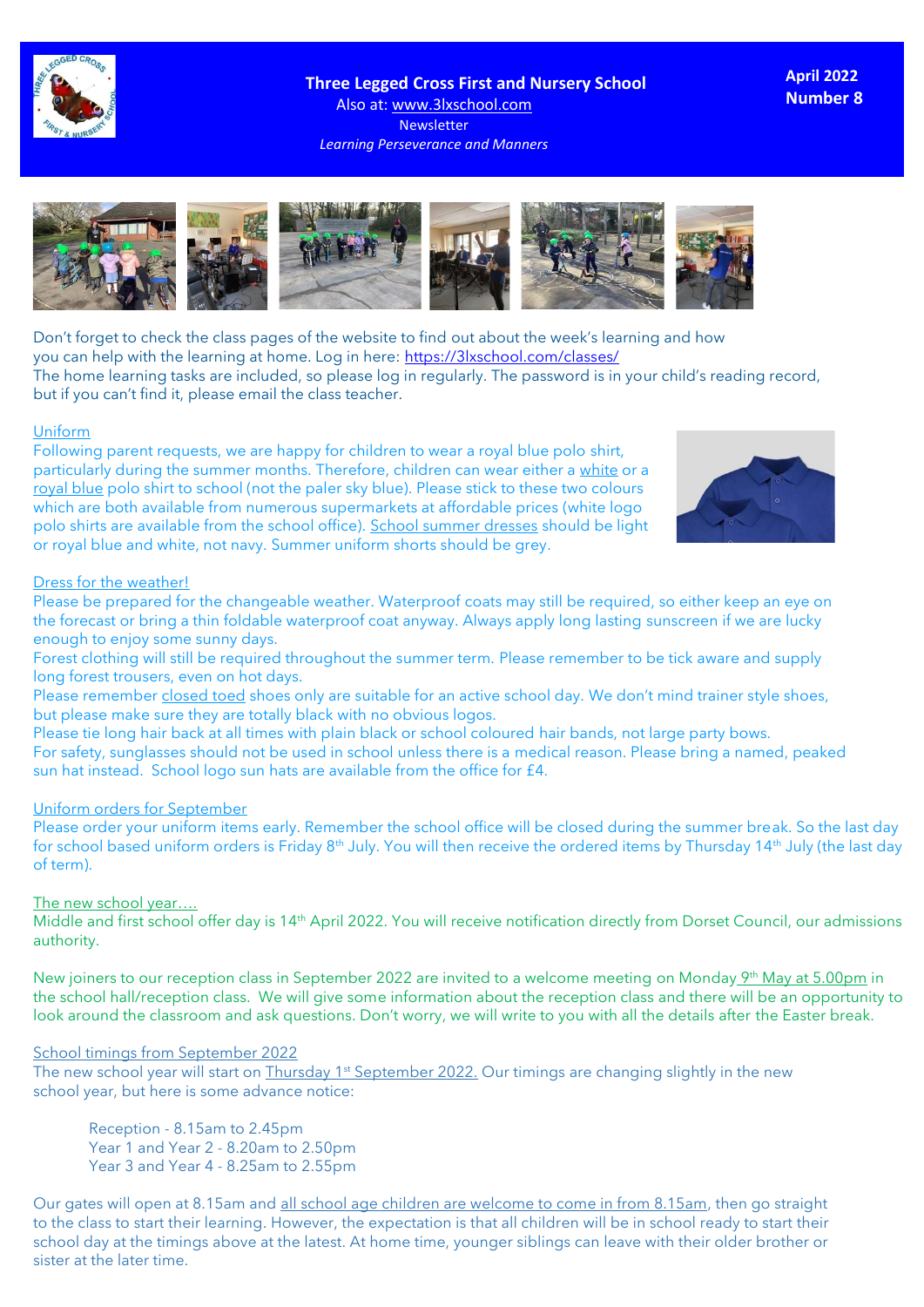# Three Legged Cross First and Nursery School

Also at: www.3lxschool.com

Newsletter

*Learning Perseverance and Manners*

**April 2022**
**Number 8**

Don't forget to check the class pages of the website to find out about the week's learning and how you can help with the learning at home. Log in here: https://3lxschool.com/classes/

The home learning tasks are included, so please log in regularly. The password is in your child's reading record, but if you can't find it, please email the class teacher.

## Uniform

Following parent requests, we are happy for children to wear a royal blue polo shirt, particularly during the summer months. Therefore, children can wear either a white or a royal blue polo shirt to school (not the paler sky blue). Please stick to these two colours which are both available from numerous supermarkets at affordable prices (white logo polo shirts are available from the school office). School summer dresses should be light or royal blue and white, not navy. Summer uniform shorts should be grey.

## Dress for the weather!

Please be prepared for the changeable weather. Waterproof coats may still be required, so either keep an eye on the forecast or bring a thin foldable waterproof coat anyway. Always apply long lasting sunscreen if we are lucky enough to enjoy some sunny days.

Forest clothing will still be required throughout the summer term. Please remember to be tick aware and supply long forest trousers, even on hot days.

Please remember closed toed shoes only are suitable for an active school day. We don't mind trainer style shoes, but please make sure they are totally black with no obvious logos.

Please tie long hair back at all times with plain black or school coloured hair bands, not large party bows.

For safety, sunglasses should not be used in school unless there is a medical reason. Please bring a named, peaked sun hat instead. School logo sun hats are available from the office for £4.

## Uniform orders for September

Please order your uniform items early. Remember the school office will be closed during the summer break. So the last day for school based uniform orders is Friday 8th July. You will then receive the ordered items by Thursday 14th July (the last day of term).

## The new school year….

Middle and first school offer day is 14th April 2022. You will receive notification directly from Dorset Council, our admissions authority.

New joiners to our reception class in September 2022 are invited to a welcome meeting on Monday 9th May at 5.00pm in the school hall/reception class. We will give some information about the reception class and there will be an opportunity to look around the classroom and ask questions. Don't worry, we will write to you with all the details after the Easter break.

## School timings from September 2022

The new school year will start on Thursday 1st September 2022. Our timings are changing slightly in the new school year, but here is some advance notice:

Reception - 8.15am to 2.45pm
Year 1 and Year 2 - 8.20am to 2.50pm
Year 3 and Year 4 - 8.25am to 2.55pm

Our gates will open at 8.15am and all school age children are welcome to come in from 8.15am, then go straight to the class to start their learning. However, the expectation is that all children will be in school ready to start their school day at the timings above at the latest. At home time, younger siblings can leave with their older brother or sister at the later time.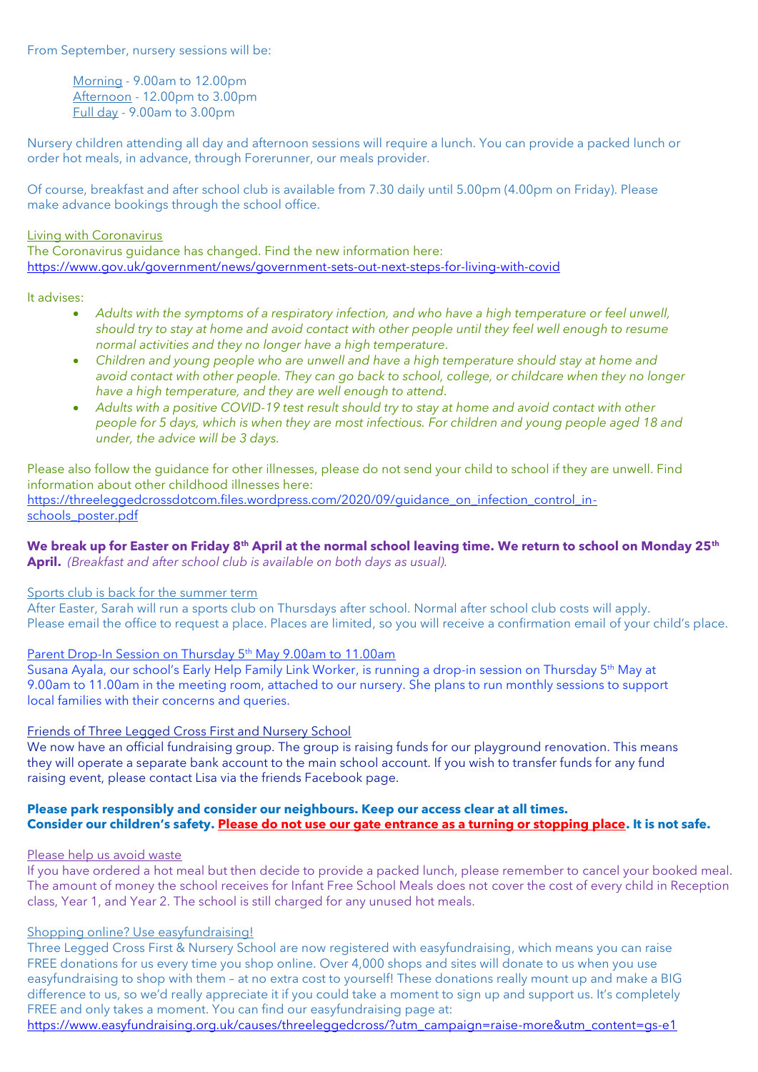From September, nursery sessions will be:

Morning - 9.00am to 12.00pm
Afternoon - 12.00pm to 3.00pm
Full day - 9.00am to 3.00pm

Nursery children attending all day and afternoon sessions will require a lunch. You can provide a packed lunch or order hot meals, in advance, through Forerunner, our meals provider.

Of course, breakfast and after school club is available from 7.30 daily until 5.00pm (4.00pm on Friday). Please make advance bookings through the school office.

Living with Coronavirus

The Coronavirus guidance has changed. Find the new information here:
https://www.gov.uk/government/news/government-sets-out-next-steps-for-living-with-covid

It advises:

- *Adults with the symptoms of a respiratory infection, and who have a high temperature or feel unwell, should try to stay at home and avoid contact with other people until they feel well enough to resume normal activities and they no longer have a high temperature.*
- *Children and young people who are unwell and have a high temperature should stay at home and avoid contact with other people. They can go back to school, college, or childcare when they no longer have a high temperature, and they are well enough to attend.*
- *Adults with a positive COVID-19 test result should try to stay at home and avoid contact with other people for 5 days, which is when they are most infectious. For children and young people aged 18 and under, the advice will be 3 days.*

Please also follow the guidance for other illnesses, please do not send your child to school if they are unwell. Find information about other childhood illnesses here:
https://threeleggedcrossdotcom.files.wordpress.com/2020/09/guidance_on_infection_control_in-schools_poster.pdf

**We break up for Easter on Friday 8th April at the normal school leaving time. We return to school on Monday 25th April.** *(Breakfast and after school club is available on both days as usual).*

Sports club is back for the summer term

After Easter, Sarah will run a sports club on Thursdays after school. Normal after school club costs will apply. Please email the office to request a place. Places are limited, so you will receive a confirmation email of your child's place.

Parent Drop-In Session on Thursday 5th May 9.00am to 11.00am

Susana Ayala, our school's Early Help Family Link Worker, is running a drop-in session on Thursday 5th May at 9.00am to 11.00am in the meeting room, attached to our nursery. She plans to run monthly sessions to support local families with their concerns and queries.

Friends of Three Legged Cross First and Nursery School

We now have an official fundraising group. The group is raising funds for our playground renovation. This means they will operate a separate bank account to the main school account. If you wish to transfer funds for any fund raising event, please contact Lisa via the friends Facebook page.

**Please park responsibly and consider our neighbours. Keep our access clear at all times.**
**Consider our children's safety. Please do not use our gate entrance as a turning or stopping place. It is not safe.**

Please help us avoid waste

If you have ordered a hot meal but then decide to provide a packed lunch, please remember to cancel your booked meal. The amount of money the school receives for Infant Free School Meals does not cover the cost of every child in Reception class, Year 1, and Year 2. The school is still charged for any unused hot meals.

Shopping online? Use easyfundraising!

Three Legged Cross First & Nursery School are now registered with easyfundraising, which means you can raise FREE donations for us every time you shop online. Over 4,000 shops and sites will donate to us when you use easyfundraising to shop with them – at no extra cost to yourself! These donations really mount up and make a BIG difference to us, so we'd really appreciate it if you could take a moment to sign up and support us. It's completely FREE and only takes a moment. You can find our easyfundraising page at:
https://www.easyfundraising.org.uk/causes/threeleggedcross/?utm_campaign=raise-more&utm_content=gs-e1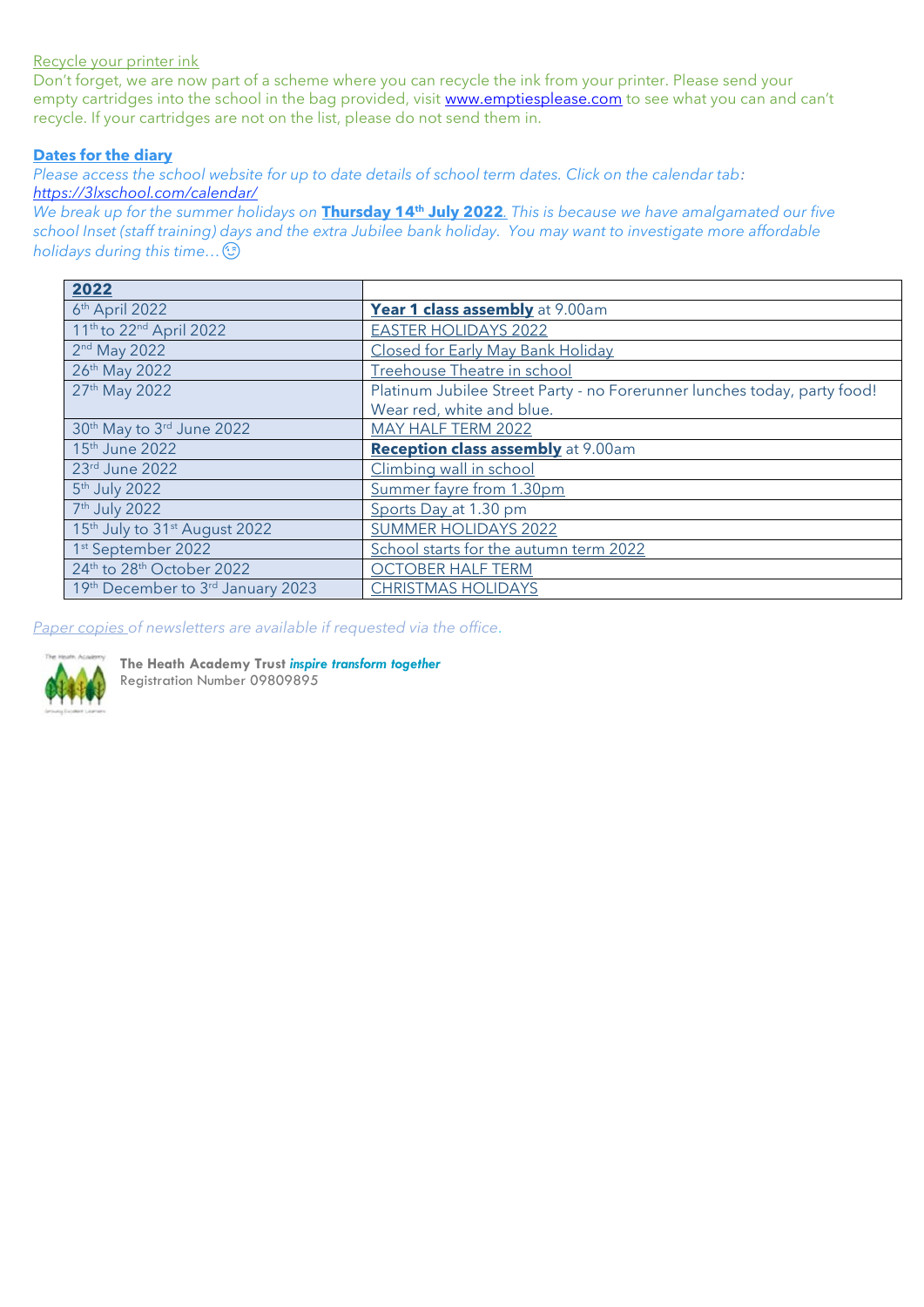Recycle your printer ink

Don't forget, we are now part of a scheme where you can recycle the ink from your printer. Please send your empty cartridges into the school in the bag provided, visit www.emptiesplease.com to see what you can and can't recycle. If your cartridges are not on the list, please do not send them in.

**Dates for the diary**

*Please access the school website for up to date details of school term dates. Click on the calendar tab: https://3lxschool.com/calendar/*

*We break up for the summer holidays on **Thursday 14th July 2022**. This is because we have amalgamated our five school Inset (staff training) days and the extra Jubilee bank holiday. You may want to investigate more affordable holidays during this time…* 😉

| **2022** | |
|---|---|
| 6th April 2022 | **Year 1 class assembly** at 9.00am |
| 11th to 22nd April 2022 | EASTER HOLIDAYS 2022 |
| 2nd May 2022 | Closed for Early May Bank Holiday |
| 26th May 2022 | Treehouse Theatre in school |
| 27th May 2022 | Platinum Jubilee Street Party - no Forerunner lunches today, party food! Wear red, white and blue. |
| 30th May to 3rd June 2022 | MAY HALF TERM 2022 |
| 15th June 2022 | **Reception class assembly** at 9.00am |
| 23rd June 2022 | Climbing wall in school |
| 5th July 2022 | Summer fayre from 1.30pm |
| 7th July 2022 | Sports Day at 1.30 pm |
| 15th July to 31st August 2022 | SUMMER HOLIDAYS 2022 |
| 1st September 2022 | School starts for the autumn term 2022 |
| 24th to 28th October 2022 | OCTOBER HALF TERM |
| 19th December to 3rd January 2023 | CHRISTMAS HOLIDAYS |

*Paper copies of newsletters are available if requested via the office.*

**The Heath Academy Trust** ***inspire transform together***
Registration Number 09809895